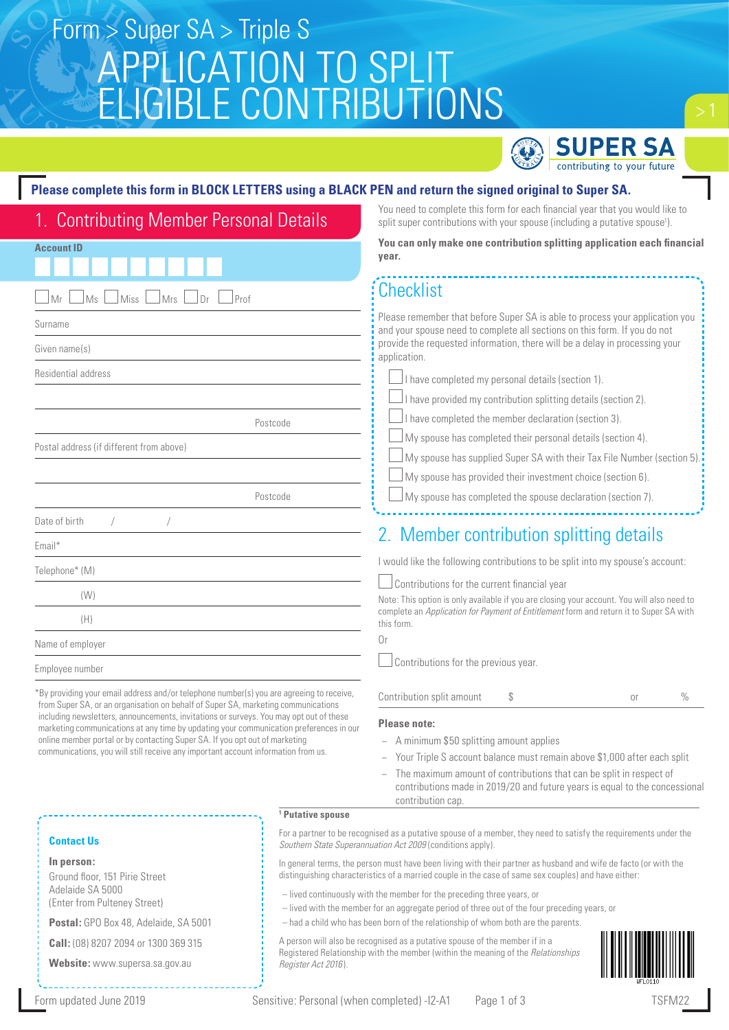Form > Super SA > Triple S

# APPLICATION TO SPLIT ELIGIBLE CONTRIBUTIONS

SUPER SA contributing to your future

**Please complete this form in BLOCK LETTERS using a BLACK PEN and return the signed original to Super SA.**

## 1. Contributing Member Personal Details

**Account ID**

☐ Mr ☐ Ms ☐ Miss ☐ Mrs ☐ Dr ☐ Prof

Surname

Given name(s)

Residential address

Postcode

Postal address (if different from above)

Postcode

Date of birth / /

Email*

Telephone* (M)

(W)

(H)

Name of employer

Employee number

*By providing your email address and/or telephone number(s) you are agreeing to receive, from Super SA, or an organisation on behalf of Super SA, marketing communications including newsletters, announcements, invitations or surveys. You may opt out of these marketing communications at any time by updating your communication preferences in our online member portal or by contacting Super SA. If you opt out of marketing communications, you will still receive any important account information from us.

You need to complete this form for each financial year that you would like to split super contributions with your spouse (including a putative spouse[1]).

**You can only make one contribution splitting application each financial year.**

## Checklist

Please remember that before Super SA is able to process your application you and your spouse need to complete all sections on this form. If you do not provide the requested information, there will be a delay in processing your application.

- ☐ I have completed my personal details (section 1).
- ☐ I have provided my contribution splitting details (section 2).
- ☐ I have completed the member declaration (section 3).
- ☐ My spouse has completed their personal details (section 4).
- ☐ My spouse has supplied Super SA with their Tax File Number (section 5).
- ☐ My spouse has provided their investment choice (section 6).
- ☐ My spouse has completed the spouse declaration (section 7).

## 2. Member contribution splitting details

I would like the following contributions to be split into my spouse's account:

☐ Contributions for the current financial year

Note: This option is only available if you are closing your account. You will also need to complete an *Application for Payment of Entitlement* form and return it to Super SA with this form.

Or

☐ Contributions for the previous year.

Contribution split amount $ or %

**Please note:**

- A minimum $50 splitting amount applies
- Your Triple S account balance must remain above $1,000 after each split
- The maximum amount of contributions that can be split in respect of contributions made in 2019/20 and future years is equal to the concessional contribution cap.

**Contact Us**

**In person:**
Ground floor, 151 Pirie Street
Adelaide SA 5000
(Enter from Pulteney Street)

**Postal:** GPO Box 48, Adelaide, SA 5001

**Call:** (08) 8207 2094 or 1300 369 315

**Website:** www.supersa.sa.gov.au

**[1] Putative spouse**

For a partner to be recognised as a putative spouse of a member, they need to satisfy the requirements under the *Southern State Superannuation Act 2009* (conditions apply).

In general terms, the person must have been living with their partner as husband and wife de facto (or with the distinguishing characteristics of a married couple in the case of same sex couples) and have either:

- lived continuously with the member for the preceding three years, or
- lived with the member for an aggregate period of three out of the four preceding years, or
- had a child who has been born of the relationship of whom both are the parents.

A person will also be recognised as a putative spouse of the member if in a Registered Relationship with the member (within the meaning of the *Relationships Register Act 2016*).

WFL0110

Form updated June 2019 Sensitive: Personal (when completed) -I2-A1 TSFM22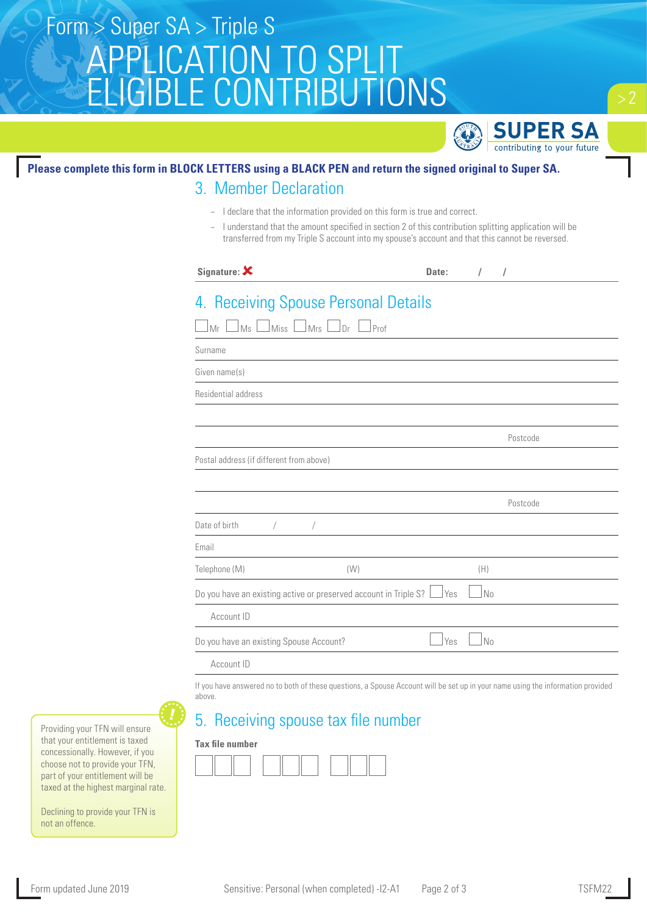Form > Super SA > Triple S

# APPLICATION TO SPLIT ELIGIBLE CONTRIBUTIONS

**Please complete this form in BLOCK LETTERS using a BLACK PEN and return the signed original to Super SA.**

## 3. Member Declaration

- I declare that the information provided on this form is true and correct.
- I understand that the amount specified in section 2 of this contribution splitting application will be transferred from my Triple S account into my spouse's account and that this cannot be reversed.

**Signature:** ✘ **Date:** / /

## 4. Receiving Spouse Personal Details

☐ Mr ☐ Ms ☐ Miss ☐ Mrs ☐ Dr ☐ Prof

Surname

Given name(s)

Residential address

Postcode

Postal address (if different from above)

Postcode

Date of birth / /

Email

Telephone (M) (W) (H)

Do you have an existing active or preserved account in Triple S? ☐ Yes ☐ No

Account ID

Do you have an existing Spouse Account? ☐ Yes ☐ No

Account ID

If you have answered no to both of these questions, a Spouse Account will be set up in your name using the information provided above.

## 5. Receiving spouse tax file number

**Tax file number**

☐☐☐ ☐☐☐ ☐☐☐

Providing your TFN will ensure that your entitlement is taxed concessionally. However, if you choose not to provide your TFN, part of your entitlement will be taxed at the highest marginal rate.

Declining to provide your TFN is not an offence.

Form updated June 2019

Sensitive: Personal (when completed) -I2-A1

TSFM22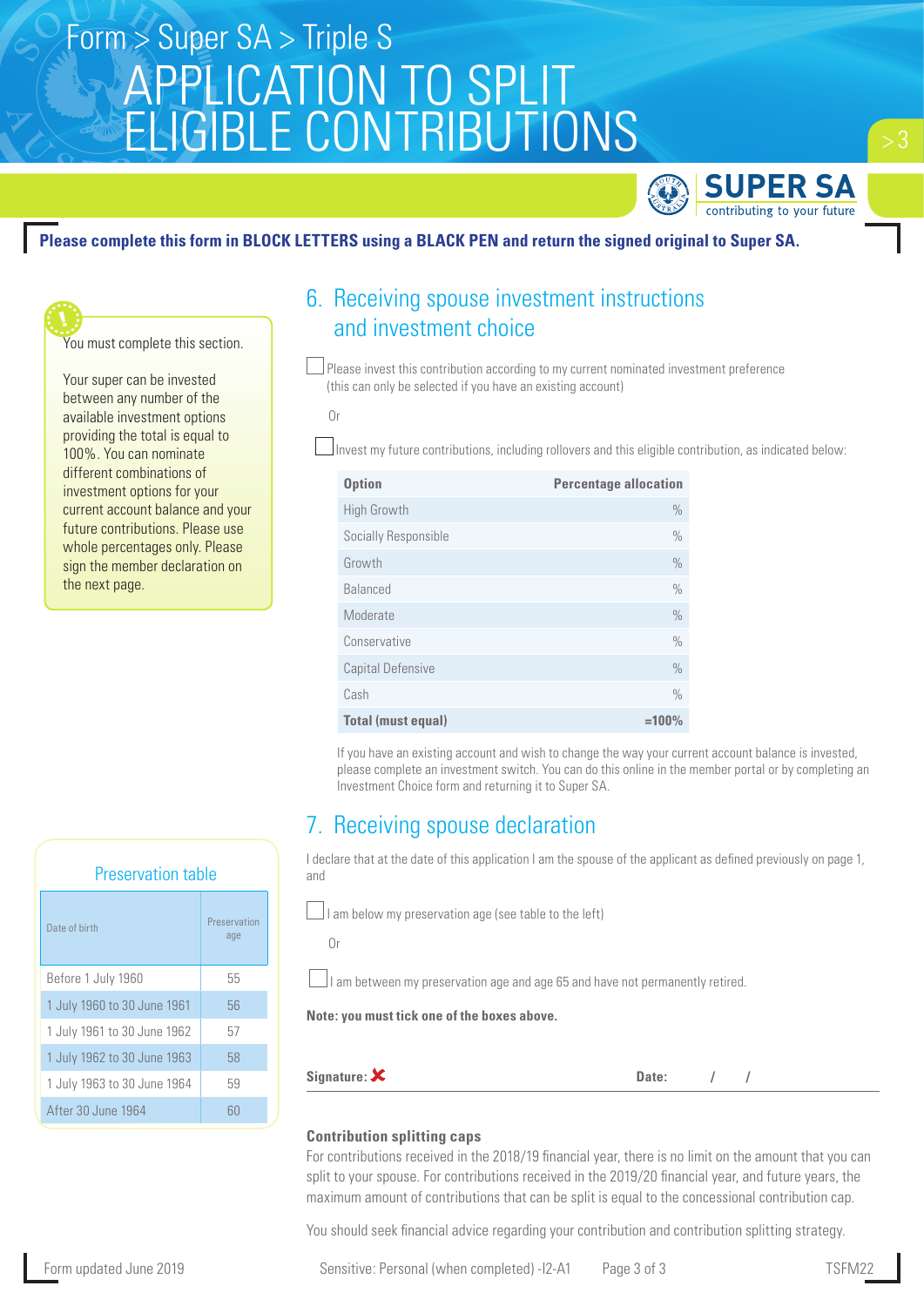Form > Super SA > Triple S

# APPLICATION TO SPLIT ELIGIBLE CONTRIBUTIONS

SUPER SA
contributing to your future

**Please complete this form in BLOCK LETTERS using a BLACK PEN and return the signed original to Super SA.**

## 6. Receiving spouse investment instructions and investment choice

You must complete this section.

Your super can be invested between any number of the available investment options providing the total is equal to 100%. You can nominate different combinations of investment options for your current account balance and your future contributions. Please use whole percentages only. Please sign the member declaration on the next page.

☐ Please invest this contribution according to my current nominated investment preference (this can only be selected if you have an existing account)

Or

☐ Invest my future contributions, including rollovers and this eligible contribution, as indicated below:

| Option | Percentage allocation |
|---|---|
| High Growth | % |
| Socially Responsible | % |
| Growth | % |
| Balanced | % |
| Moderate | % |
| Conservative | % |
| Capital Defensive | % |
| Cash | % |
| **Total (must equal)** | **=100%** |

If you have an existing account and wish to change the way your current account balance is invested, please complete an investment switch. You can do this online in the member portal or by completing an Investment Choice form and returning it to Super SA.

## 7. Receiving spouse declaration

I declare that at the date of this application I am the spouse of the applicant as defined previously on page 1, and

☐ I am below my preservation age (see table to the left)

Or

☐ I am between my preservation age and age 65 and have not permanently retired.

**Note: you must tick one of the boxes above.**

**Signature:** ✘ **Date:** / /

### Preservation table

| Date of birth | Preservation age |
|---|---|
| Before 1 July 1960 | 55 |
| 1 July 1960 to 30 June 1961 | 56 |
| 1 July 1961 to 30 June 1962 | 57 |
| 1 July 1962 to 30 June 1963 | 58 |
| 1 July 1963 to 30 June 1964 | 59 |
| After 30 June 1964 | 60 |

**Contribution splitting caps**

For contributions received in the 2018/19 financial year, there is no limit on the amount that you can split to your spouse. For contributions received in the 2019/20 financial year, and future years, the maximum amount of contributions that can be split is equal to the concessional contribution cap.

You should seek financial advice regarding your contribution and contribution splitting strategy.

Form updated June 2019 Sensitive: Personal (when completed) -I2-A1 TSFM22